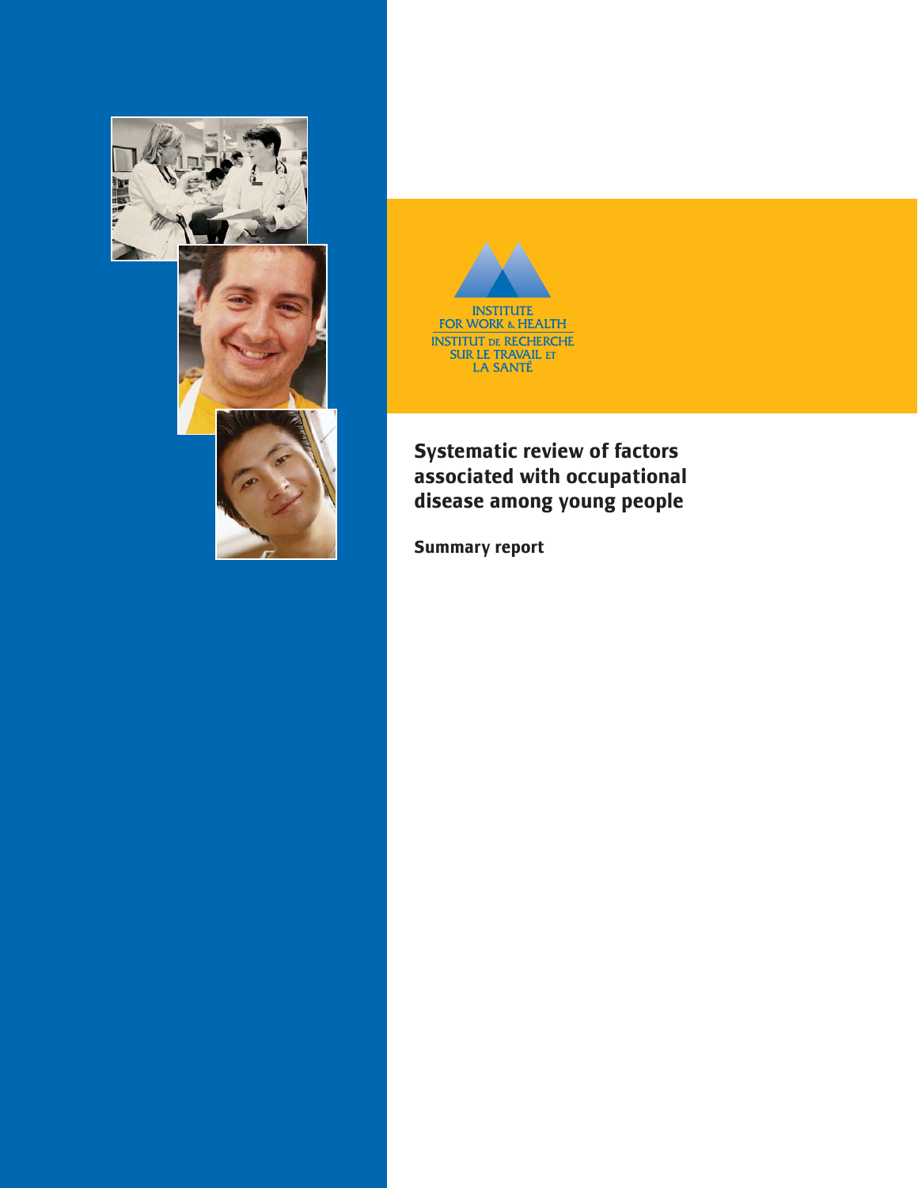INSTITUTE FOR WORK & HEALTH

INSTITUT DE RECHERCHE SUR LE TRAVAIL ET LA SANTÉ

# Systematic review of factors associated with occupational disease among young people

**Summary report**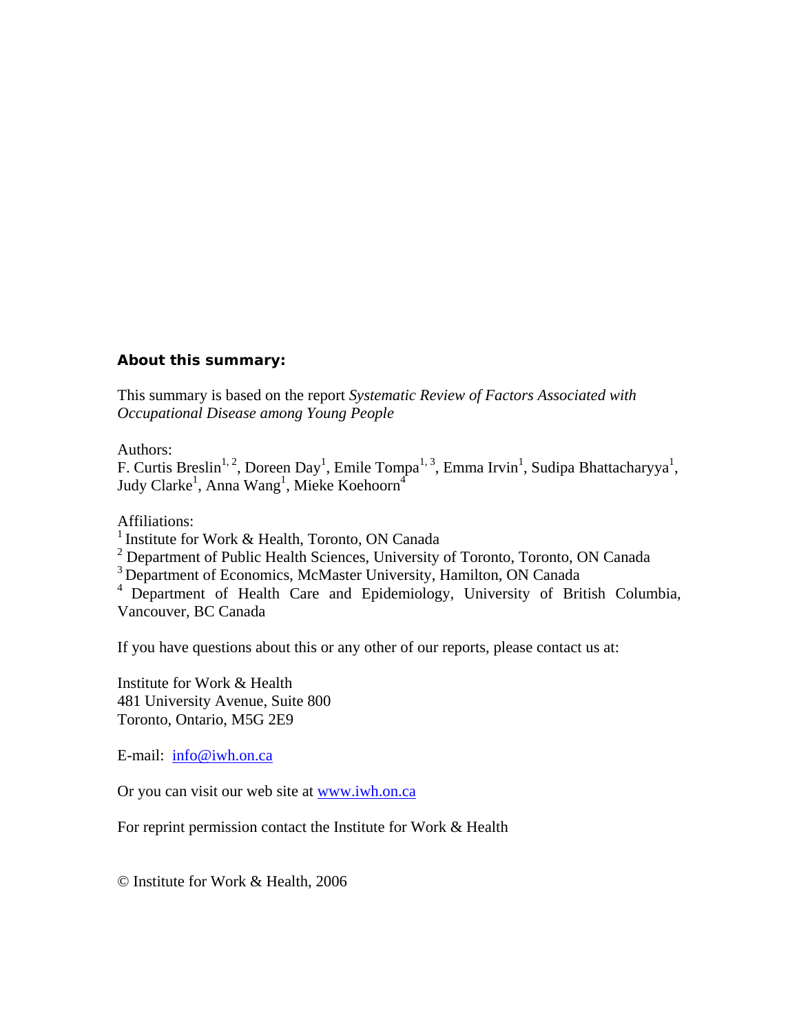**About this summary:**

This summary is based on the report *Systematic Review of Factors Associated with Occupational Disease among Young People*

Authors:
F. Curtis Breslin[1, 2], Doreen Day[1], Emile Tompa[1, 3], Emma Irvin[1], Sudipa Bhattacharyya[1], Judy Clarke[1], Anna Wang[1], Mieke Koehoorn[4]

Affiliations:
[1] Institute for Work & Health, Toronto, ON Canada
[2] Department of Public Health Sciences, University of Toronto, Toronto, ON Canada
[3] Department of Economics, McMaster University, Hamilton, ON Canada
[4] Department of Health Care and Epidemiology, University of British Columbia, Vancouver, BC Canada

If you have questions about this or any other of our reports, please contact us at:

Institute for Work & Health
481 University Avenue, Suite 800
Toronto, Ontario, M5G 2E9

E-mail: info@iwh.on.ca

Or you can visit our web site at www.iwh.on.ca

For reprint permission contact the Institute for Work & Health

© Institute for Work & Health, 2006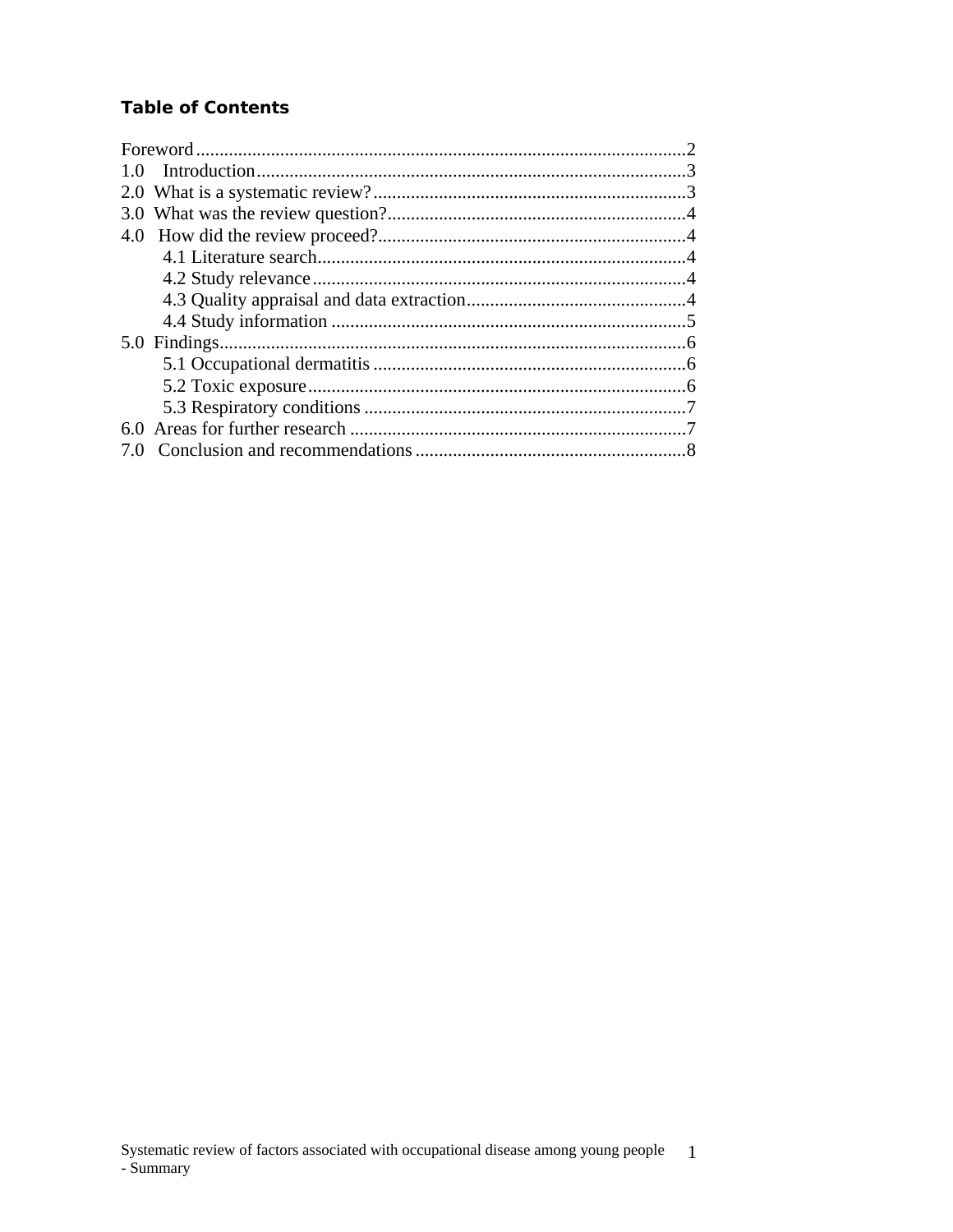**Table of Contents**

Foreword........................................................................................................2
1.0 Introduction...........................................................................................3
2.0 What is a systematic review?..................................................................3
3.0 What was the review question?...............................................................4
4.0 How did the review proceed?..................................................................4
 4.1 Literature search..............................................................................4
 4.2 Study relevance...............................................................................4
 4.3 Quality appraisal and data extraction..............................................4
 4.4 Study information ...........................................................................5
5.0 Findings...................................................................................................6
 5.1 Occupational dermatitis ..................................................................6
 5.2 Toxic exposure................................................................................6
 5.3 Respiratory conditions ....................................................................7
6.0 Areas for further research .......................................................................7
7.0 Conclusion and recommendations .........................................................8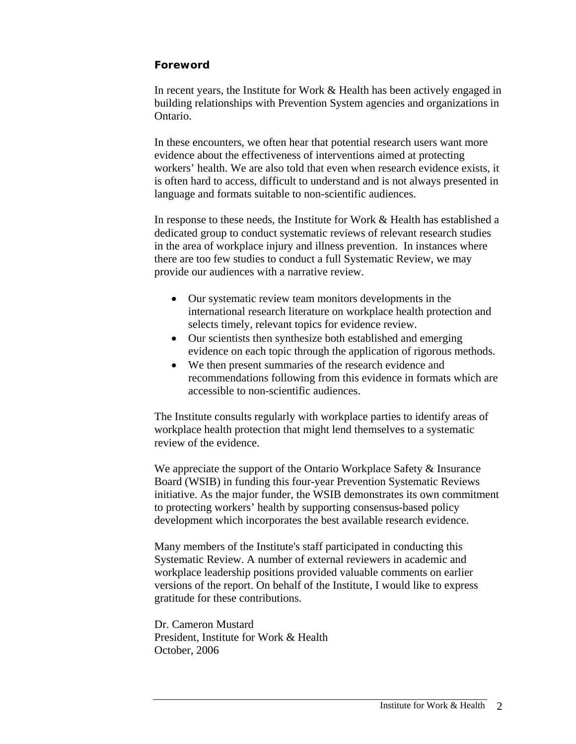## Foreword

In recent years, the Institute for Work & Health has been actively engaged in building relationships with Prevention System agencies and organizations in Ontario.

In these encounters, we often hear that potential research users want more evidence about the effectiveness of interventions aimed at protecting workers' health. We are also told that even when research evidence exists, it is often hard to access, difficult to understand and is not always presented in language and formats suitable to non-scientific audiences.

In response to these needs, the Institute for Work & Health has established a dedicated group to conduct systematic reviews of relevant research studies in the area of workplace injury and illness prevention. In instances where there are too few studies to conduct a full Systematic Review, we may provide our audiences with a narrative review.

- Our systematic review team monitors developments in the international research literature on workplace health protection and selects timely, relevant topics for evidence review.
- Our scientists then synthesize both established and emerging evidence on each topic through the application of rigorous methods.
- We then present summaries of the research evidence and recommendations following from this evidence in formats which are accessible to non-scientific audiences.

The Institute consults regularly with workplace parties to identify areas of workplace health protection that might lend themselves to a systematic review of the evidence.

We appreciate the support of the Ontario Workplace Safety & Insurance Board (WSIB) in funding this four-year Prevention Systematic Reviews initiative. As the major funder, the WSIB demonstrates its own commitment to protecting workers' health by supporting consensus-based policy development which incorporates the best available research evidence.

Many members of the Institute's staff participated in conducting this Systematic Review. A number of external reviewers in academic and workplace leadership positions provided valuable comments on earlier versions of the report. On behalf of the Institute, I would like to express gratitude for these contributions.

Dr. Cameron Mustard
President, Institute for Work & Health
October, 2006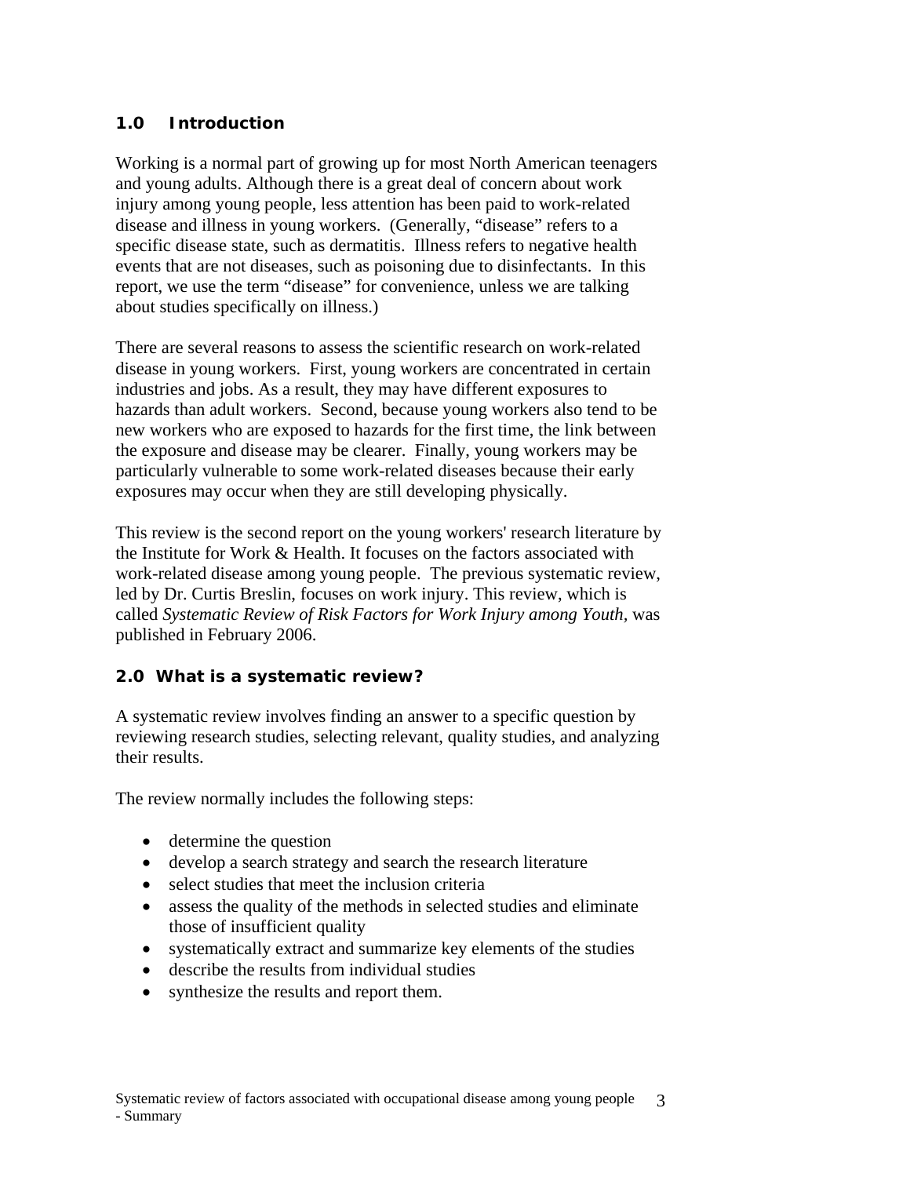## 1.0 Introduction

Working is a normal part of growing up for most North American teenagers and young adults. Although there is a great deal of concern about work injury among young people, less attention has been paid to work-related disease and illness in young workers. (Generally, "disease" refers to a specific disease state, such as dermatitis. Illness refers to negative health events that are not diseases, such as poisoning due to disinfectants. In this report, we use the term "disease" for convenience, unless we are talking about studies specifically on illness.)

There are several reasons to assess the scientific research on work-related disease in young workers. First, young workers are concentrated in certain industries and jobs. As a result, they may have different exposures to hazards than adult workers. Second, because young workers also tend to be new workers who are exposed to hazards for the first time, the link between the exposure and disease may be clearer. Finally, young workers may be particularly vulnerable to some work-related diseases because their early exposures may occur when they are still developing physically.

This review is the second report on the young workers' research literature by the Institute for Work & Health. It focuses on the factors associated with work-related disease among young people. The previous systematic review, led by Dr. Curtis Breslin, focuses on work injury. This review, which is called *Systematic Review of Risk Factors for Work Injury among Youth,* was published in February 2006.

## 2.0 What is a systematic review?

A systematic review involves finding an answer to a specific question by reviewing research studies, selecting relevant, quality studies, and analyzing their results.

The review normally includes the following steps:

- determine the question
- develop a search strategy and search the research literature
- select studies that meet the inclusion criteria
- assess the quality of the methods in selected studies and eliminate those of insufficient quality
- systematically extract and summarize key elements of the studies
- describe the results from individual studies
- synthesize the results and report them.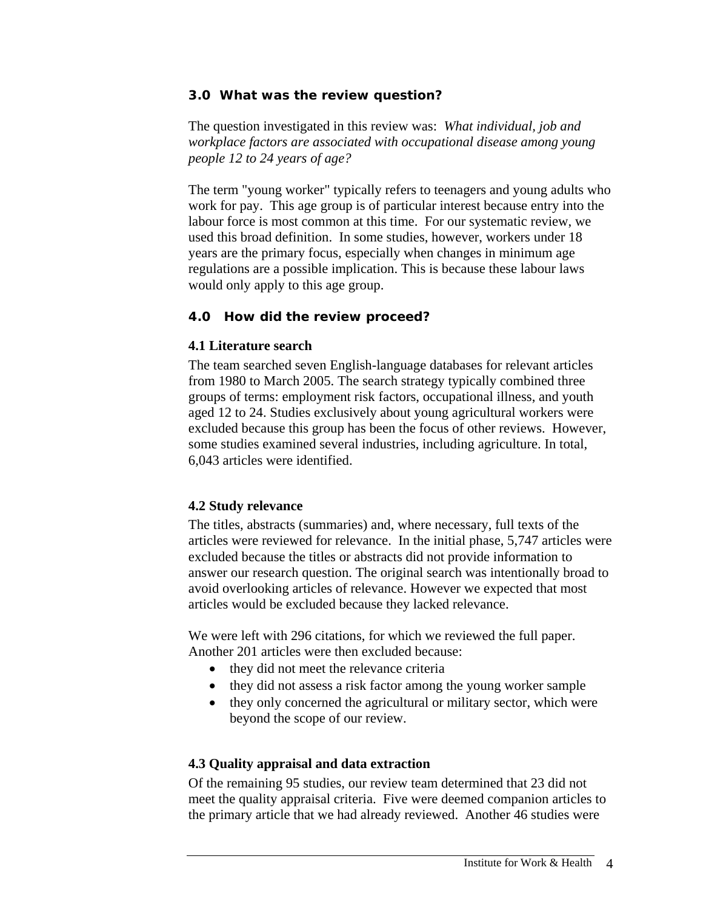## 3.0 What was the review question?

The question investigated in this review was: *What individual, job and workplace factors are associated with occupational disease among young people 12 to 24 years of age?*

The term "young worker" typically refers to teenagers and young adults who work for pay. This age group is of particular interest because entry into the labour force is most common at this time. For our systematic review, we used this broad definition. In some studies, however, workers under 18 years are the primary focus, especially when changes in minimum age regulations are a possible implication. This is because these labour laws would only apply to this age group.

## 4.0 How did the review proceed?

### 4.1 Literature search

The team searched seven English-language databases for relevant articles from 1980 to March 2005. The search strategy typically combined three groups of terms: employment risk factors, occupational illness, and youth aged 12 to 24. Studies exclusively about young agricultural workers were excluded because this group has been the focus of other reviews. However, some studies examined several industries, including agriculture. In total, 6,043 articles were identified.

### 4.2 Study relevance

The titles, abstracts (summaries) and, where necessary, full texts of the articles were reviewed for relevance. In the initial phase, 5,747 articles were excluded because the titles or abstracts did not provide information to answer our research question. The original search was intentionally broad to avoid overlooking articles of relevance. However we expected that most articles would be excluded because they lacked relevance.

We were left with 296 citations, for which we reviewed the full paper. Another 201 articles were then excluded because:

- they did not meet the relevance criteria
- they did not assess a risk factor among the young worker sample
- they only concerned the agricultural or military sector, which were beyond the scope of our review.

### 4.3 Quality appraisal and data extraction

Of the remaining 95 studies, our review team determined that 23 did not meet the quality appraisal criteria. Five were deemed companion articles to the primary article that we had already reviewed. Another 46 studies were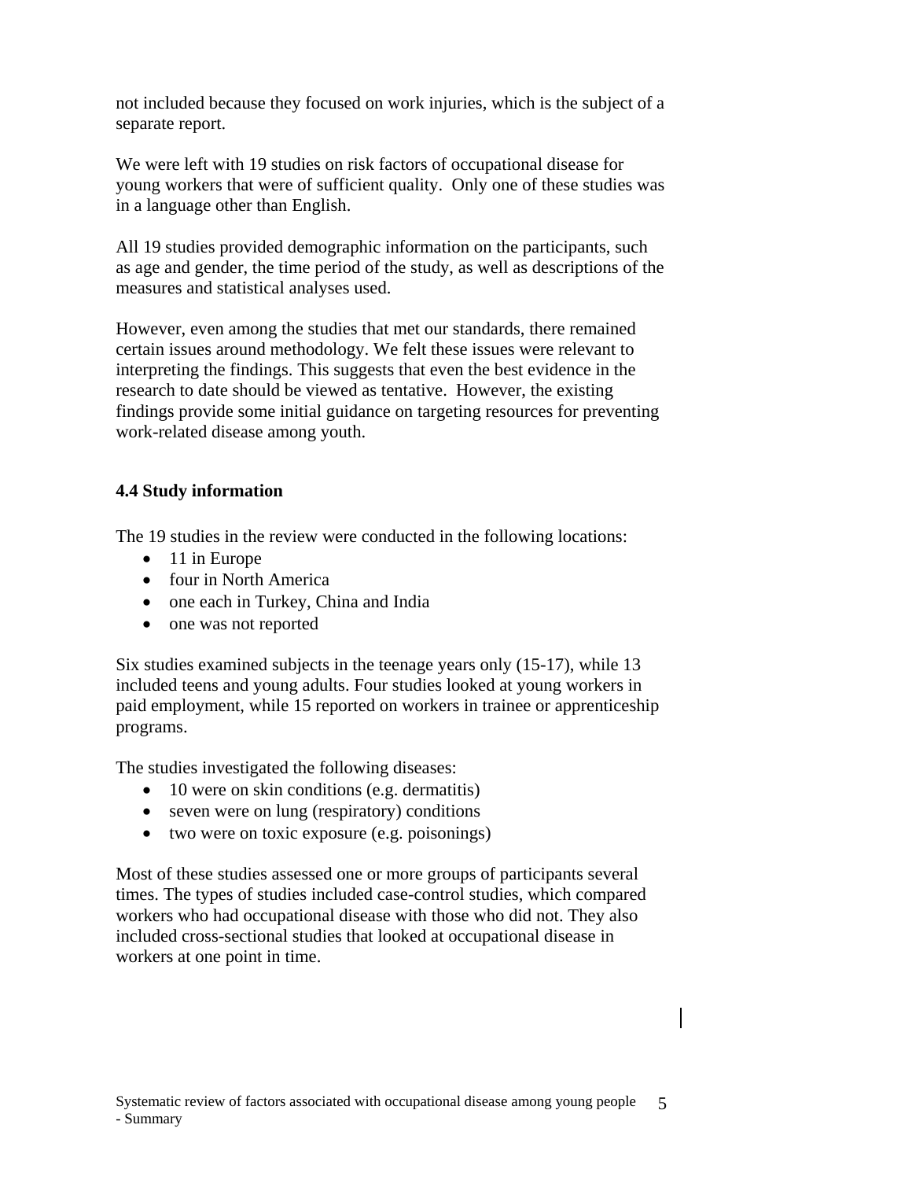not included because they focused on work injuries, which is the subject of a separate report.

We were left with 19 studies on risk factors of occupational disease for young workers that were of sufficient quality. Only one of these studies was in a language other than English.

All 19 studies provided demographic information on the participants, such as age and gender, the time period of the study, as well as descriptions of the measures and statistical analyses used.

However, even among the studies that met our standards, there remained certain issues around methodology. We felt these issues were relevant to interpreting the findings. This suggests that even the best evidence in the research to date should be viewed as tentative. However, the existing findings provide some initial guidance on targeting resources for preventing work-related disease among youth.

### 4.4 Study information

The 19 studies in the review were conducted in the following locations:

- 11 in Europe
- four in North America
- one each in Turkey, China and India
- one was not reported

Six studies examined subjects in the teenage years only (15-17), while 13 included teens and young adults. Four studies looked at young workers in paid employment, while 15 reported on workers in trainee or apprenticeship programs.

The studies investigated the following diseases:

- 10 were on skin conditions (e.g. dermatitis)
- seven were on lung (respiratory) conditions
- two were on toxic exposure (e.g. poisonings)

Most of these studies assessed one or more groups of participants several times. The types of studies included case-control studies, which compared workers who had occupational disease with those who did not. They also included cross-sectional studies that looked at occupational disease in workers at one point in time.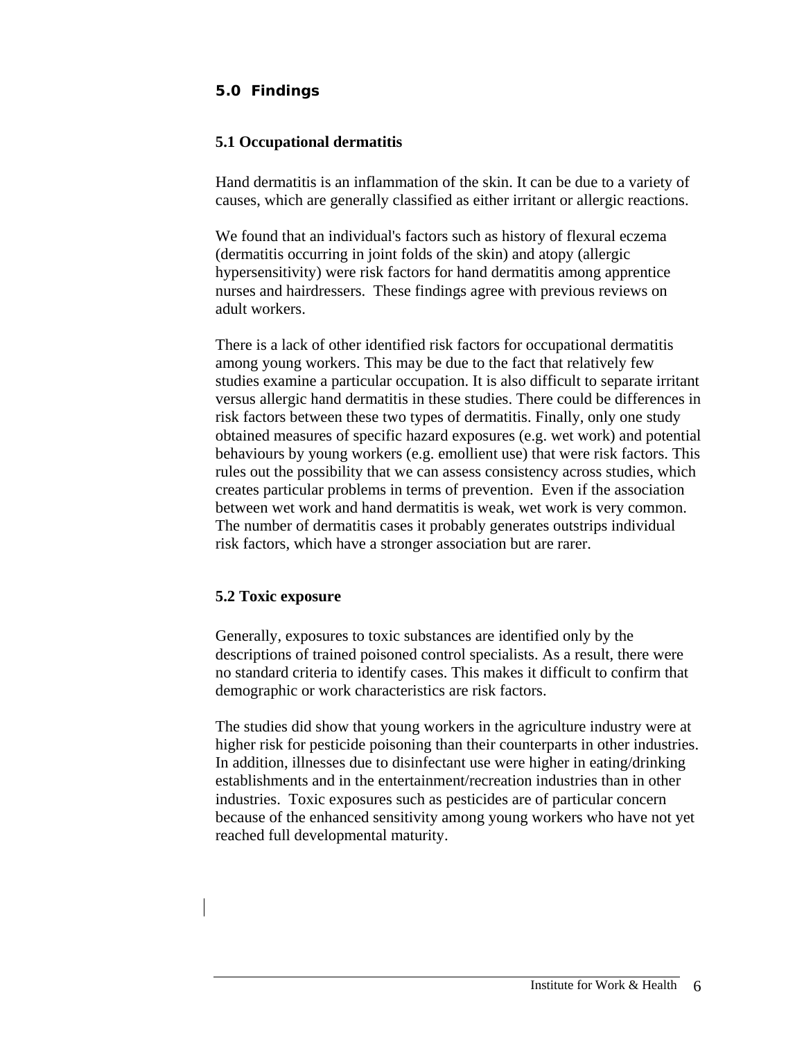## 5.0 Findings

### 5.1 Occupational dermatitis

Hand dermatitis is an inflammation of the skin. It can be due to a variety of causes, which are generally classified as either irritant or allergic reactions.

We found that an individual's factors such as history of flexural eczema (dermatitis occurring in joint folds of the skin) and atopy (allergic hypersensitivity) were risk factors for hand dermatitis among apprentice nurses and hairdressers. These findings agree with previous reviews on adult workers.

There is a lack of other identified risk factors for occupational dermatitis among young workers. This may be due to the fact that relatively few studies examine a particular occupation. It is also difficult to separate irritant versus allergic hand dermatitis in these studies. There could be differences in risk factors between these two types of dermatitis. Finally, only one study obtained measures of specific hazard exposures (e.g. wet work) and potential behaviours by young workers (e.g. emollient use) that were risk factors. This rules out the possibility that we can assess consistency across studies, which creates particular problems in terms of prevention. Even if the association between wet work and hand dermatitis is weak, wet work is very common. The number of dermatitis cases it probably generates outstrips individual risk factors, which have a stronger association but are rarer.

### 5.2 Toxic exposure

Generally, exposures to toxic substances are identified only by the descriptions of trained poisoned control specialists. As a result, there were no standard criteria to identify cases. This makes it difficult to confirm that demographic or work characteristics are risk factors.

The studies did show that young workers in the agriculture industry were at higher risk for pesticide poisoning than their counterparts in other industries. In addition, illnesses due to disinfectant use were higher in eating/drinking establishments and in the entertainment/recreation industries than in other industries. Toxic exposures such as pesticides are of particular concern because of the enhanced sensitivity among young workers who have not yet reached full developmental maturity.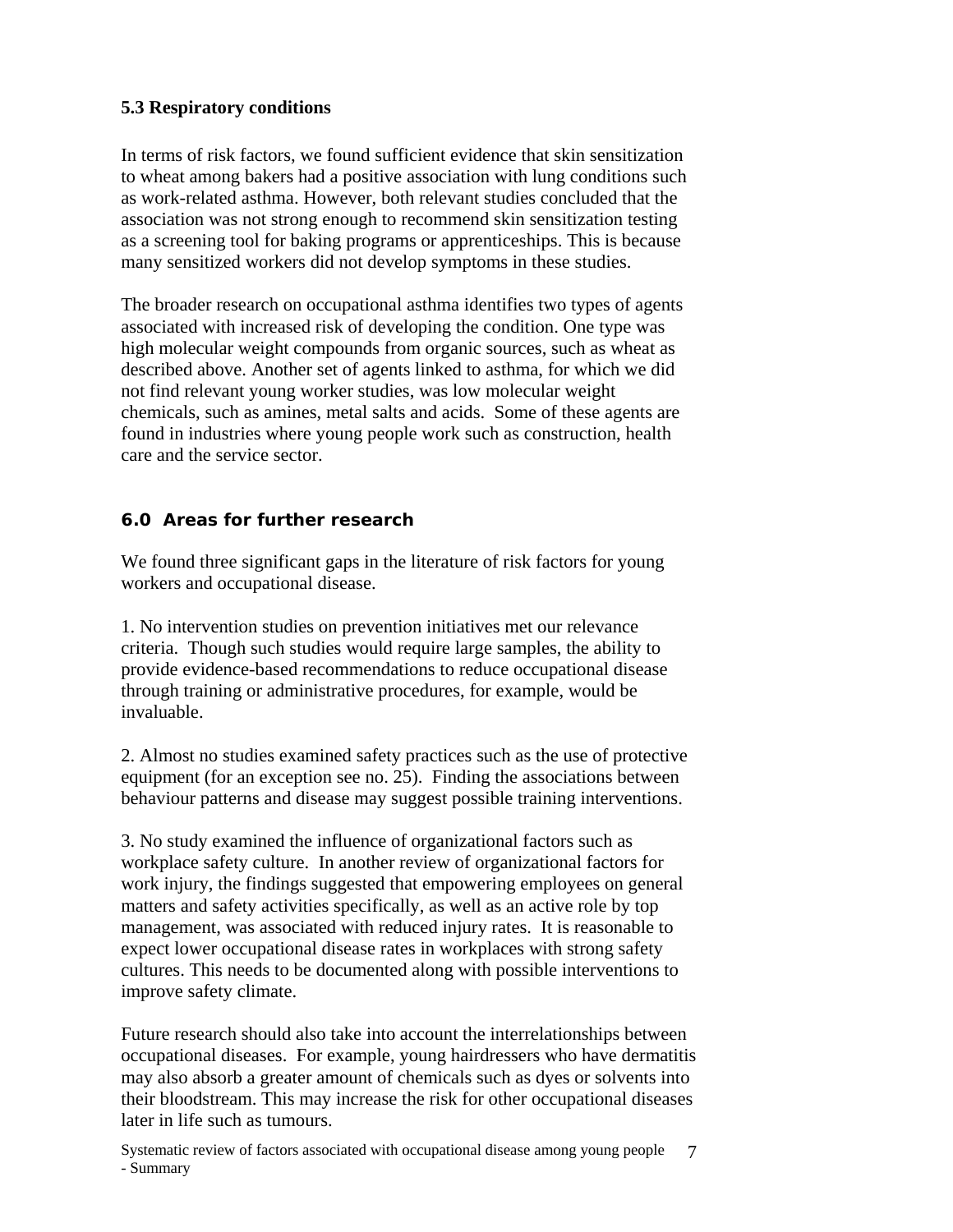### 5.3 Respiratory conditions

In terms of risk factors, we found sufficient evidence that skin sensitization to wheat among bakers had a positive association with lung conditions such as work-related asthma. However, both relevant studies concluded that the association was not strong enough to recommend skin sensitization testing as a screening tool for baking programs or apprenticeships. This is because many sensitized workers did not develop symptoms in these studies.

The broader research on occupational asthma identifies two types of agents associated with increased risk of developing the condition. One type was high molecular weight compounds from organic sources, such as wheat as described above. Another set of agents linked to asthma, for which we did not find relevant young worker studies, was low molecular weight chemicals, such as amines, metal salts and acids. Some of these agents are found in industries where young people work such as construction, health care and the service sector.

## 6.0 Areas for further research

We found three significant gaps in the literature of risk factors for young workers and occupational disease.

1. No intervention studies on prevention initiatives met our relevance criteria. Though such studies would require large samples, the ability to provide evidence-based recommendations to reduce occupational disease through training or administrative procedures, for example, would be invaluable.

2. Almost no studies examined safety practices such as the use of protective equipment (for an exception see no. 25). Finding the associations between behaviour patterns and disease may suggest possible training interventions.

3. No study examined the influence of organizational factors such as workplace safety culture. In another review of organizational factors for work injury, the findings suggested that empowering employees on general matters and safety activities specifically, as well as an active role by top management, was associated with reduced injury rates. It is reasonable to expect lower occupational disease rates in workplaces with strong safety cultures. This needs to be documented along with possible interventions to improve safety climate.

Future research should also take into account the interrelationships between occupational diseases. For example, young hairdressers who have dermatitis may also absorb a greater amount of chemicals such as dyes or solvents into their bloodstream. This may increase the risk for other occupational diseases later in life such as tumours.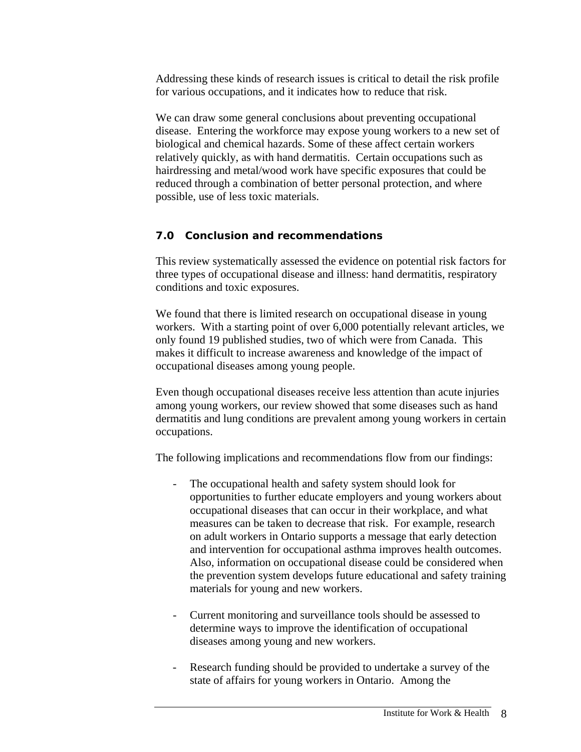Addressing these kinds of research issues is critical to detail the risk profile for various occupations, and it indicates how to reduce that risk.

We can draw some general conclusions about preventing occupational disease. Entering the workforce may expose young workers to a new set of biological and chemical hazards. Some of these affect certain workers relatively quickly, as with hand dermatitis. Certain occupations such as hairdressing and metal/wood work have specific exposures that could be reduced through a combination of better personal protection, and where possible, use of less toxic materials.

## 7.0 Conclusion and recommendations

This review systematically assessed the evidence on potential risk factors for three types of occupational disease and illness: hand dermatitis, respiratory conditions and toxic exposures.

We found that there is limited research on occupational disease in young workers. With a starting point of over 6,000 potentially relevant articles, we only found 19 published studies, two of which were from Canada. This makes it difficult to increase awareness and knowledge of the impact of occupational diseases among young people.

Even though occupational diseases receive less attention than acute injuries among young workers, our review showed that some diseases such as hand dermatitis and lung conditions are prevalent among young workers in certain occupations.

The following implications and recommendations flow from our findings:

- The occupational health and safety system should look for opportunities to further educate employers and young workers about occupational diseases that can occur in their workplace, and what measures can be taken to decrease that risk. For example, research on adult workers in Ontario supports a message that early detection and intervention for occupational asthma improves health outcomes. Also, information on occupational disease could be considered when the prevention system develops future educational and safety training materials for young and new workers.

- Current monitoring and surveillance tools should be assessed to determine ways to improve the identification of occupational diseases among young and new workers.

- Research funding should be provided to undertake a survey of the state of affairs for young workers in Ontario. Among the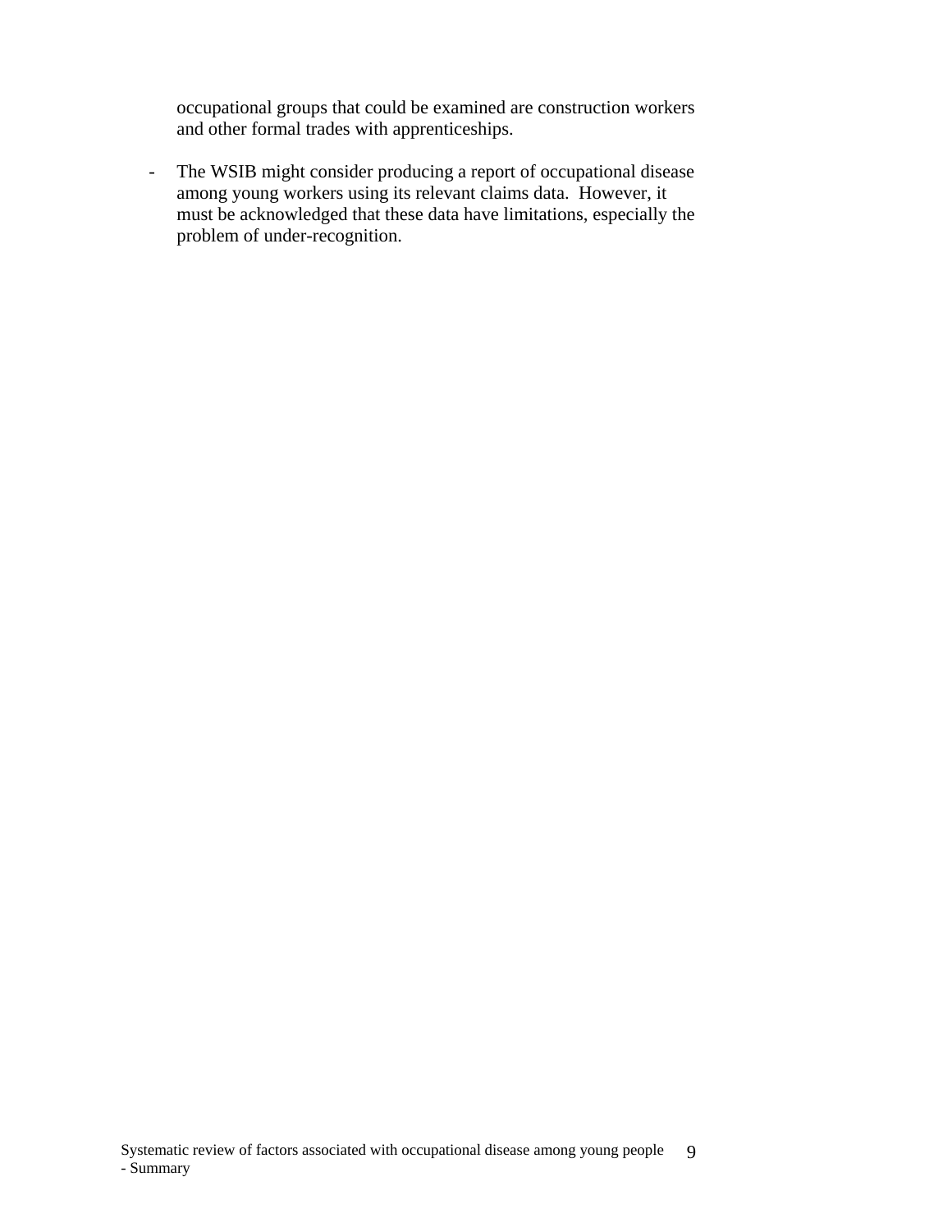occupational groups that could be examined are construction workers and other formal trades with apprenticeships.

- The WSIB might consider producing a report of occupational disease among young workers using its relevant claims data. However, it must be acknowledged that these data have limitations, especially the problem of under-recognition.